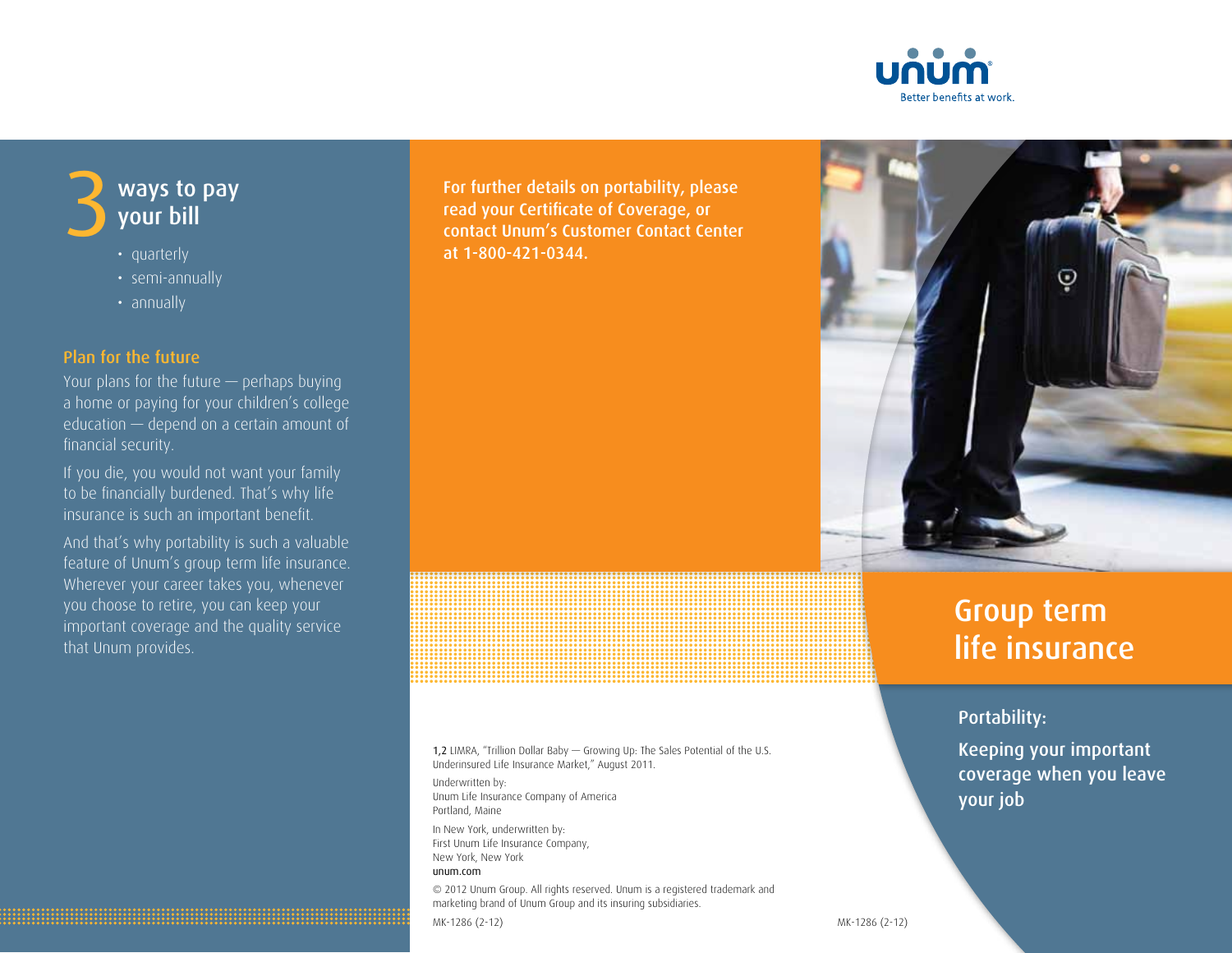# 3 ways to pay your bill

- quarterly
- semi-annually
- annually

## Plan for the future

Your plans for the future — perhaps buying a home or paying for your children's college education — depend on a certain amount of financial security.

If you die, you would not want your family to be financially burdened. That's why life insurance is such an important benefit.

And that's why portability is such a valuable feature of Unum's group term life insurance. Wherever your career takes you, whenever you choose to retire, you can keep your important coverage and the quality service that Unum provides.

**For further details on portability, please read your Certificate of Coverage, or contact Unum's Customer Contact Center at 1-800-421-0344.**

1,2 LIMRA, "Trillion Dollar Baby — Growing Up: The Sales Potential of the U.S. Underinsured Life Insurance Market," August 2011.

Underwritten by:
Unum Life Insurance Company of America
Portland, Maine

In New York, underwritten by:
First Unum Life Insurance Company,
New York, New York
unum.com

© 2012 Unum Group. All rights reserved. Unum is a registered trademark and marketing brand of Unum Group and its insuring subsidiaries.

MK-1286 (2-12)

unum
Better benefits at work.

# Group term life insurance

## Portability:

Keeping your important coverage when you leave your job

MK-1286 (2-12)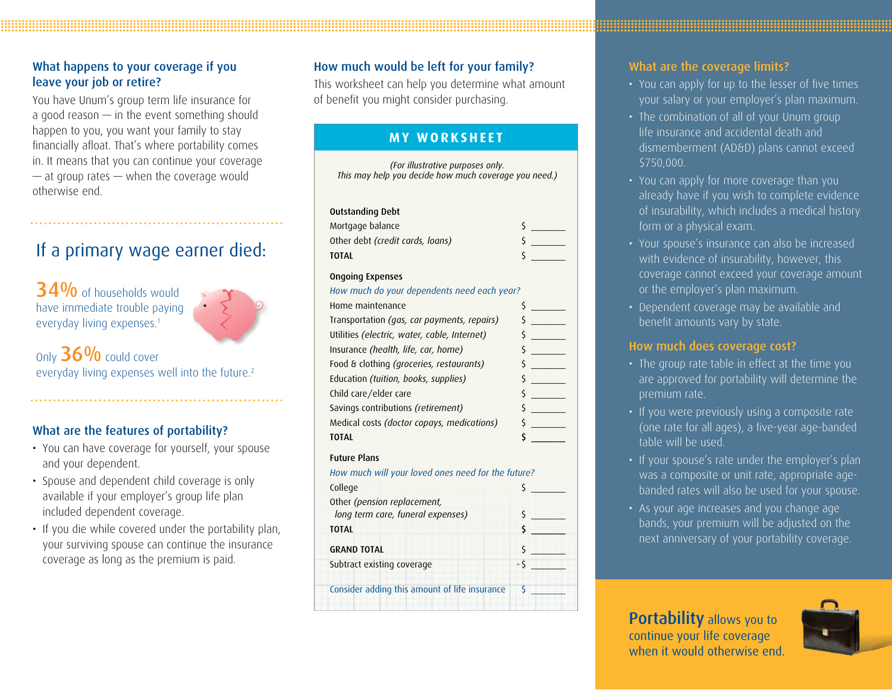### What happens to your coverage if you leave your job or retire?

You have Unum's group term life insurance for a good reason — in the event something should happen to you, you want your family to stay financially afloat. That's where portability comes in. It means that you can continue your coverage — at group rates — when the coverage would otherwise end.

## If a primary wage earner died:

**34%** of households would have immediate trouble paying everyday living expenses.[1]

Only **36%** could cover everyday living expenses well into the future.[2]

### What are the features of portability?

- You can have coverage for yourself, your spouse and your dependent.
- Spouse and dependent child coverage is only available if your employer's group life plan included dependent coverage.
- If you die while covered under the portability plan, your surviving spouse can continue the insurance coverage as long as the premium is paid.

### How much would be left for your family?

This worksheet can help you determine what amount of benefit you might consider purchasing.

**MY WORKSHEET**

*(For illustrative purposes only. This may help you decide how much coverage you need.)*

| | |
|---|---|
| **Outstanding Debt** | |
| Mortgage balance | $ ______ |
| Other debt *(credit cards, loans)* | $ ______ |
| **TOTAL** | $ ______ |
| **Ongoing Expenses** | |
| *How much do your dependents need each year?* | |
| Home maintenance | $ ______ |
| Transportation *(gas, car payments, repairs)* | $ ______ |
| Utilities *(electric, water, cable, Internet)* | $ ______ |
| Insurance *(health, life, car, home)* | $ ______ |
| Food & clothing *(groceries, restaurants)* | $ ______ |
| Education *(tuition, books, supplies)* | $ ______ |
| Child care/elder care | $ ______ |
| Savings contributions *(retirement)* | $ ______ |
| Medical costs *(doctor copays, medications)* | $ ______ |
| **TOTAL** | $ ______ |
| **Future Plans** | |
| *How much will your loved ones need for the future?* | |
| College | $ ______ |
| Other *(pension replacement, long term care, funeral expenses)* | $ ______ |
| **TOTAL** | $ ______ |
| **GRAND TOTAL** | $ ______ |
| Subtract existing coverage | - $ ______ |
| Consider adding this amount of life insurance | $ ______ |

### What are the coverage limits?

- You can apply for up to the lesser of five times your salary or your employer's plan maximum.
- The combination of all of your Unum group life insurance and accidental death and dismemberment (AD&D) plans cannot exceed $750,000.
- You can apply for more coverage than you already have if you wish to complete evidence of insurability, which includes a medical history form or a physical exam.
- Your spouse's insurance can also be increased with evidence of insurability, however, this coverage cannot exceed your coverage amount or the employer's plan maximum.
- Dependent coverage may be available and benefit amounts vary by state.

### How much does coverage cost?

- The group rate table in effect at the time you are approved for portability will determine the premium rate.
- If you were previously using a composite rate (one rate for all ages), a five-year age-banded table will be used.
- If your spouse's rate under the employer's plan was a composite or unit rate, appropriate age-banded rates will also be used for your spouse.
- As your age increases and you change age bands, your premium will be adjusted on the next anniversary of your portability coverage.

**Portability** allows you to continue your life coverage when it would otherwise end.